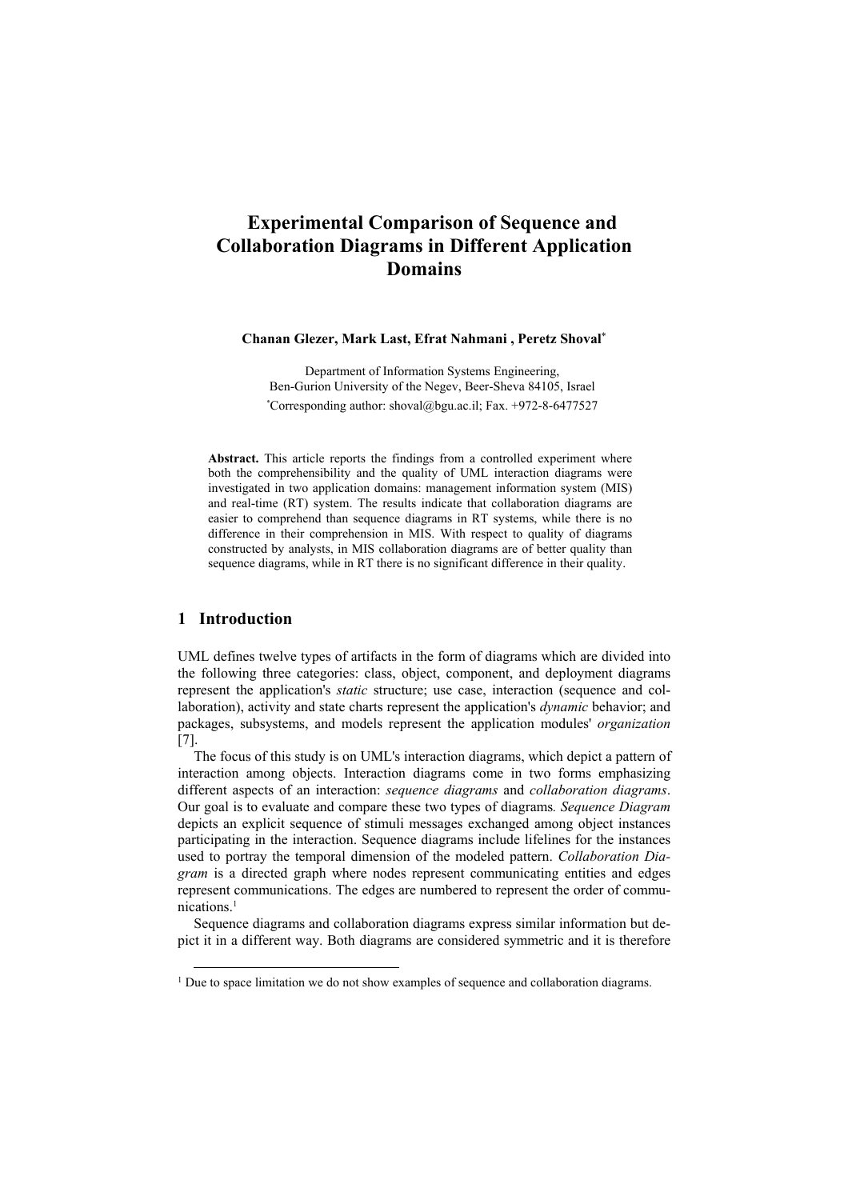# Experimental Comparison of Sequence and Collaboration Diagrams in Different Application Domains

**Chanan Glezer, Mark Last, Efrat Nahmani , Peretz Shoval***

Department of Information Systems Engineering,
Ben-Gurion University of the Negev, Beer-Sheva 84105, Israel
*Corresponding author: shoval@bgu.ac.il; Fax. +972-8-6477527

**Abstract.** This article reports the findings from a controlled experiment where both the comprehensibility and the quality of UML interaction diagrams were investigated in two application domains: management information system (MIS) and real-time (RT) system. The results indicate that collaboration diagrams are easier to comprehend than sequence diagrams in RT systems, while there is no difference in their comprehension in MIS. With respect to quality of diagrams constructed by analysts, in MIS collaboration diagrams are of better quality than sequence diagrams, while in RT there is no significant difference in their quality.

## 1 Introduction

UML defines twelve types of artifacts in the form of diagrams which are divided into the following three categories: class, object, component, and deployment diagrams represent the application's *static* structure; use case, interaction (sequence and collaboration), activity and state charts represent the application's *dynamic* behavior; and packages, subsystems, and models represent the application modules' *organization* [7].

The focus of this study is on UML's interaction diagrams, which depict a pattern of interaction among objects. Interaction diagrams come in two forms emphasizing different aspects of an interaction: *sequence diagrams* and *collaboration diagrams*. Our goal is to evaluate and compare these two types of diagrams*. Sequence Diagram* depicts an explicit sequence of stimuli messages exchanged among object instances participating in the interaction. Sequence diagrams include lifelines for the instances used to portray the temporal dimension of the modeled pattern. *Collaboration Diagram* is a directed graph where nodes represent communicating entities and edges represent communications. The edges are numbered to represent the order of communications.[1]

Sequence diagrams and collaboration diagrams express similar information but depict it in a different way. Both diagrams are considered symmetric and it is therefore

[1] Due to space limitation we do not show examples of sequence and collaboration diagrams.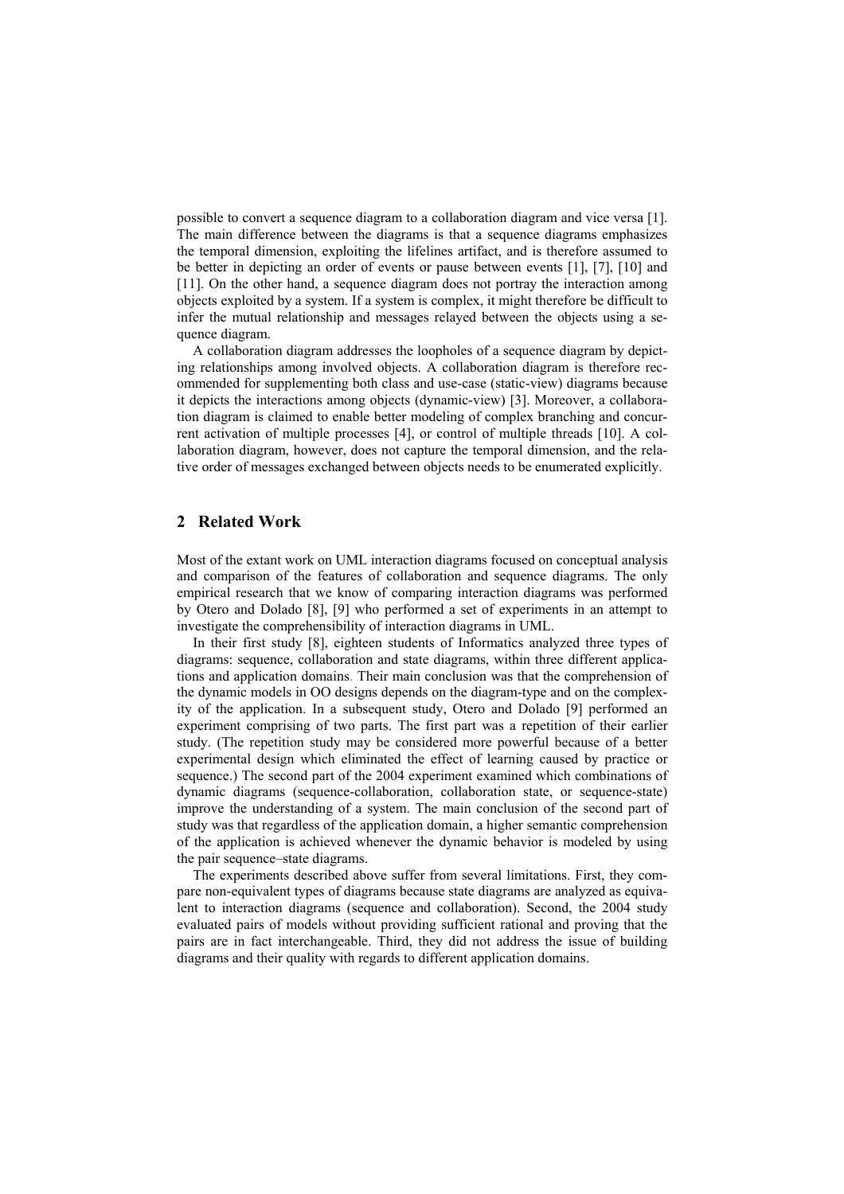possible to convert a sequence diagram to a collaboration diagram and vice versa [1]. The main difference between the diagrams is that a sequence diagrams emphasizes the temporal dimension, exploiting the lifelines artifact, and is therefore assumed to be better in depicting an order of events or pause between events [1], [7], [10] and [11]. On the other hand, a sequence diagram does not portray the interaction among objects exploited by a system. If a system is complex, it might therefore be difficult to infer the mutual relationship and messages relayed between the objects using a sequence diagram.

A collaboration diagram addresses the loopholes of a sequence diagram by depicting relationships among involved objects. A collaboration diagram is therefore recommended for supplementing both class and use-case (static-view) diagrams because it depicts the interactions among objects (dynamic-view) [3]. Moreover, a collaboration diagram is claimed to enable better modeling of complex branching and concurrent activation of multiple processes [4], or control of multiple threads [10]. A collaboration diagram, however, does not capture the temporal dimension, and the relative order of messages exchanged between objects needs to be enumerated explicitly.

## 2 Related Work

Most of the extant work on UML interaction diagrams focused on conceptual analysis and comparison of the features of collaboration and sequence diagrams. The only empirical research that we know of comparing interaction diagrams was performed by Otero and Dolado [8], [9] who performed a set of experiments in an attempt to investigate the comprehensibility of interaction diagrams in UML.

In their first study [8], eighteen students of Informatics analyzed three types of diagrams: sequence, collaboration and state diagrams, within three different applications and application domains. Their main conclusion was that the comprehension of the dynamic models in OO designs depends on the diagram-type and on the complexity of the application. In a subsequent study, Otero and Dolado [9] performed an experiment comprising of two parts. The first part was a repetition of their earlier study. (The repetition study may be considered more powerful because of a better experimental design which eliminated the effect of learning caused by practice or sequence.) The second part of the 2004 experiment examined which combinations of dynamic diagrams (sequence-collaboration, collaboration state, or sequence-state) improve the understanding of a system. The main conclusion of the second part of study was that regardless of the application domain, a higher semantic comprehension of the application is achieved whenever the dynamic behavior is modeled by using the pair sequence–state diagrams.

The experiments described above suffer from several limitations. First, they compare non-equivalent types of diagrams because state diagrams are analyzed as equivalent to interaction diagrams (sequence and collaboration). Second, the 2004 study evaluated pairs of models without providing sufficient rational and proving that the pairs are in fact interchangeable. Third, they did not address the issue of building diagrams and their quality with regards to different application domains.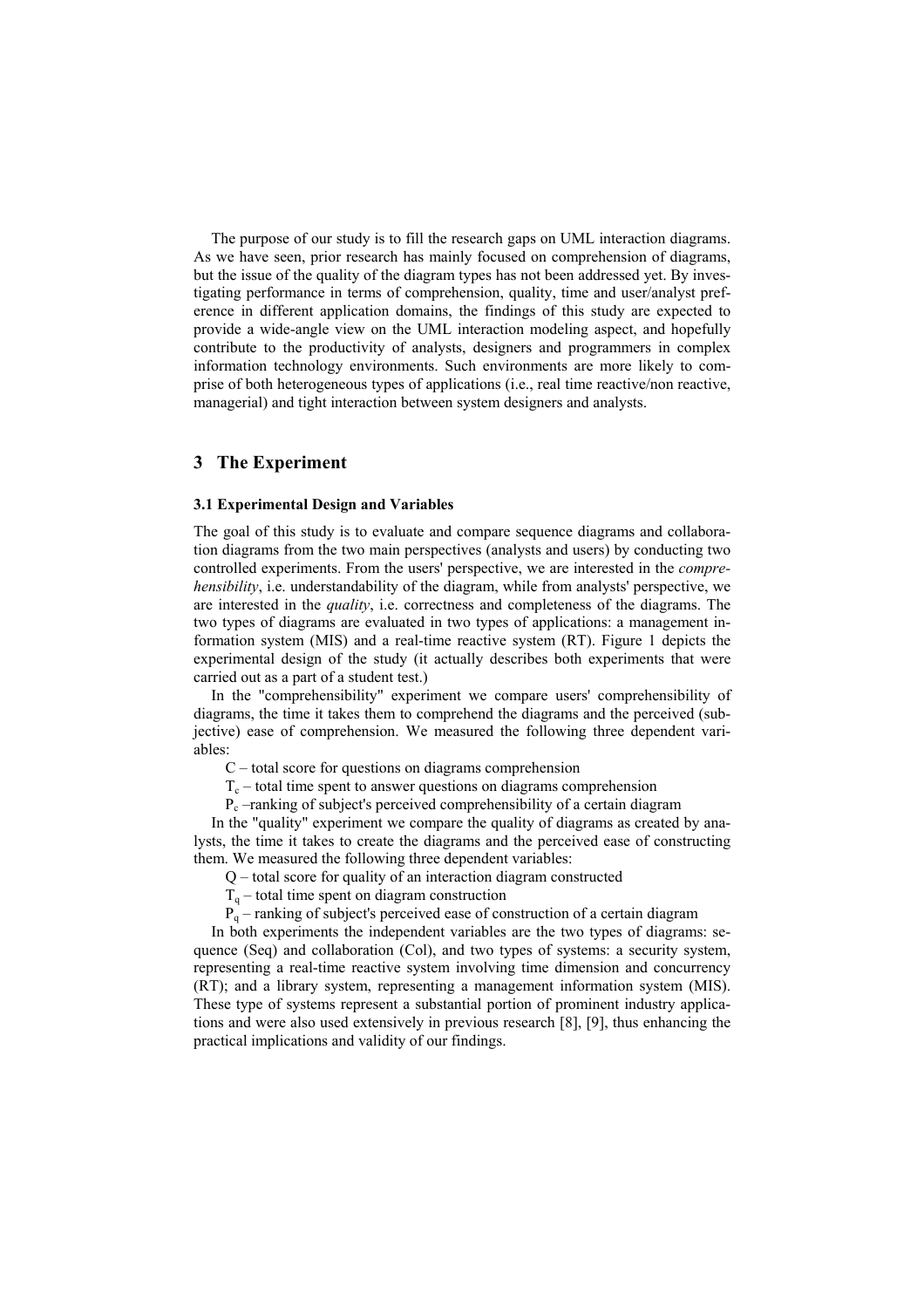The purpose of our study is to fill the research gaps on UML interaction diagrams. As we have seen, prior research has mainly focused on comprehension of diagrams, but the issue of the quality of the diagram types has not been addressed yet. By investigating performance in terms of comprehension, quality, time and user/analyst preference in different application domains, the findings of this study are expected to provide a wide-angle view on the UML interaction modeling aspect, and hopefully contribute to the productivity of analysts, designers and programmers in complex information technology environments. Such environments are more likely to comprise of both heterogeneous types of applications (i.e., real time reactive/non reactive, managerial) and tight interaction between system designers and analysts.

## 3 The Experiment

### 3.1 Experimental Design and Variables

The goal of this study is to evaluate and compare sequence diagrams and collaboration diagrams from the two main perspectives (analysts and users) by conducting two controlled experiments. From the users' perspective, we are interested in the *comprehensibility*, i.e. understandability of the diagram, while from analysts' perspective, we are interested in the *quality*, i.e. correctness and completeness of the diagrams. The two types of diagrams are evaluated in two types of applications: a management information system (MIS) and a real-time reactive system (RT). Figure 1 depicts the experimental design of the study (it actually describes both experiments that were carried out as a part of a student test.)

In the "comprehensibility" experiment we compare users' comprehensibility of diagrams, the time it takes them to comprehend the diagrams and the perceived (subjective) ease of comprehension. We measured the following three dependent variables:

$C$ – total score for questions on diagrams comprehension

$T_c$ – total time spent to answer questions on diagrams comprehension

$P_c$ –ranking of subject's perceived comprehensibility of a certain diagram

In the "quality" experiment we compare the quality of diagrams as created by analysts, the time it takes to create the diagrams and the perceived ease of constructing them. We measured the following three dependent variables:

$Q$ – total score for quality of an interaction diagram constructed

$T_q$ – total time spent on diagram construction

$P_q$ – ranking of subject's perceived ease of construction of a certain diagram

In both experiments the independent variables are the two types of diagrams: sequence (Seq) and collaboration (Col), and two types of systems: a security system, representing a real-time reactive system involving time dimension and concurrency (RT); and a library system, representing a management information system (MIS). These type of systems represent a substantial portion of prominent industry applications and were also used extensively in previous research [8], [9], thus enhancing the practical implications and validity of our findings.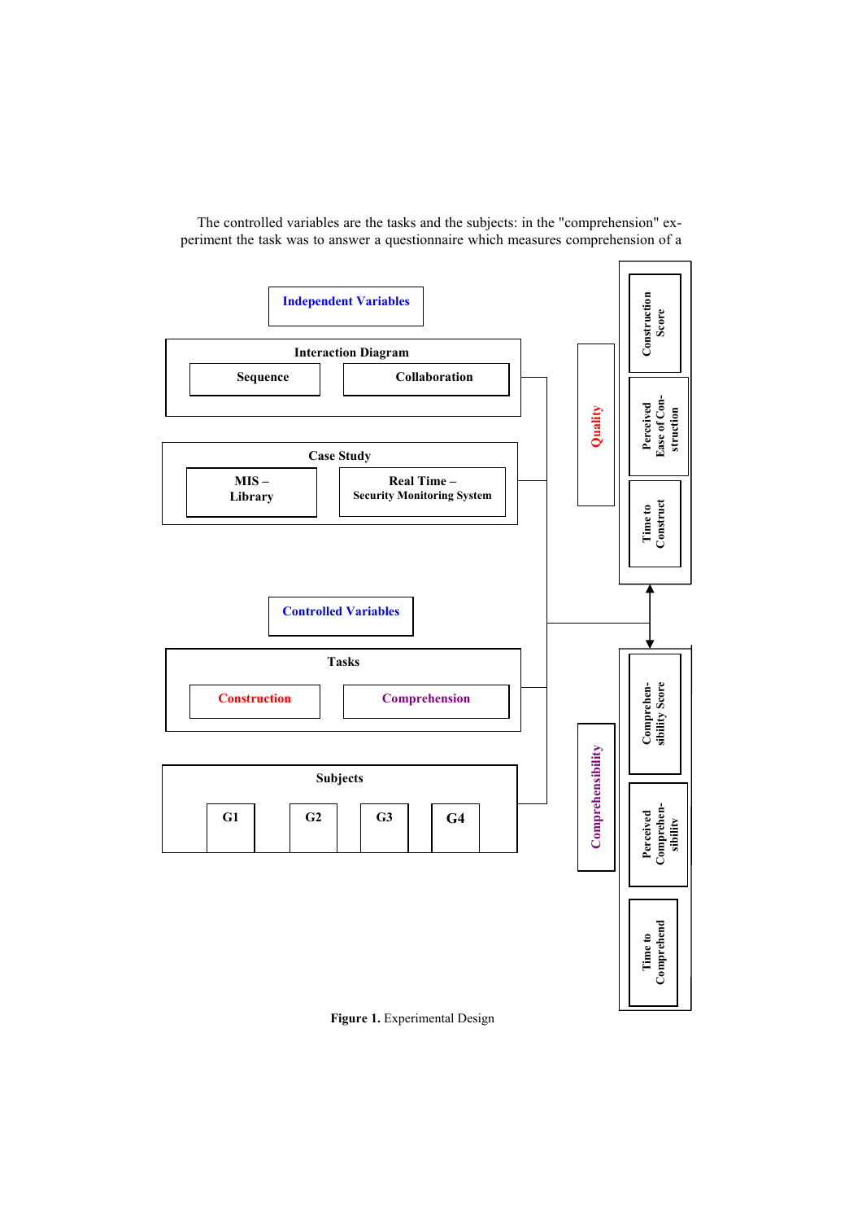The controlled variables are the tasks and the subjects: in the "comprehension" experiment the task was to answer a questionnaire which measures comprehension of a

**Independent Variables**

- **Interaction Diagram**
  - Sequence
  - Collaboration
- **Case Study**
  - MIS – Library
  - Real Time – Security Monitoring System

**Controlled Variables**

- **Tasks**
  - Construction
  - Comprehension
- **Subjects**
  - G1
  - G2
  - G3
  - G4

**Quality**

- Construction Score
- Perceived Ease of Construction
- Time to Construct

**Comprehensibility**

- Comprehensibility Score
- Perceived Comprehensibility
- Time to Comprehend

**Figure 1.** Experimental Design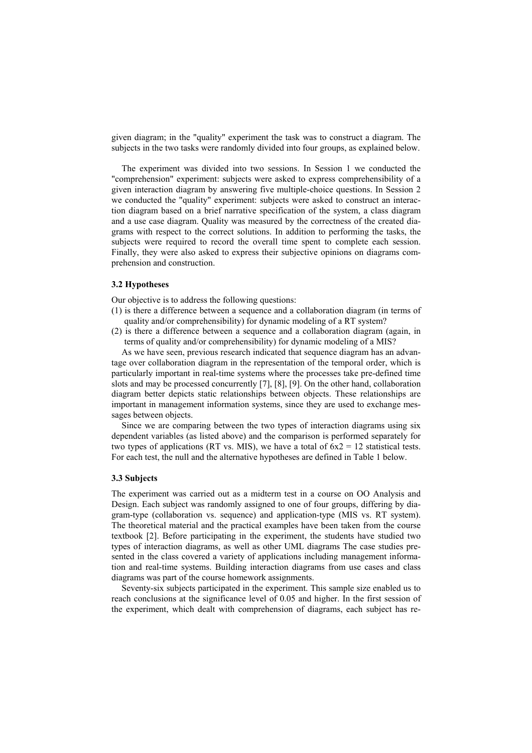given diagram; in the "quality" experiment the task was to construct a diagram. The subjects in the two tasks were randomly divided into four groups, as explained below.

The experiment was divided into two sessions. In Session 1 we conducted the "comprehension" experiment: subjects were asked to express comprehensibility of a given interaction diagram by answering five multiple-choice questions. In Session 2 we conducted the "quality" experiment: subjects were asked to construct an interaction diagram based on a brief narrative specification of the system, a class diagram and a use case diagram. Quality was measured by the correctness of the created diagrams with respect to the correct solutions. In addition to performing the tasks, the subjects were required to record the overall time spent to complete each session. Finally, they were also asked to express their subjective opinions on diagrams comprehension and construction.

### 3.2 Hypotheses

Our objective is to address the following questions:

(1) is there a difference between a sequence and a collaboration diagram (in terms of quality and/or comprehensibility) for dynamic modeling of a RT system?

(2) is there a difference between a sequence and a collaboration diagram (again, in terms of quality and/or comprehensibility) for dynamic modeling of a MIS?

As we have seen, previous research indicated that sequence diagram has an advantage over collaboration diagram in the representation of the temporal order, which is particularly important in real-time systems where the processes take pre-defined time slots and may be processed concurrently [7], [8], [9]. On the other hand, collaboration diagram better depicts static relationships between objects. These relationships are important in management information systems, since they are used to exchange messages between objects.

Since we are comparing between the two types of interaction diagrams using six dependent variables (as listed above) and the comparison is performed separately for two types of applications (RT vs. MIS), we have a total of 6x2 = 12 statistical tests. For each test, the null and the alternative hypotheses are defined in Table 1 below.

### 3.3 Subjects

The experiment was carried out as a midterm test in a course on OO Analysis and Design. Each subject was randomly assigned to one of four groups, differing by diagram-type (collaboration vs. sequence) and application-type (MIS vs. RT system). The theoretical material and the practical examples have been taken from the course textbook [2]. Before participating in the experiment, the students have studied two types of interaction diagrams, as well as other UML diagrams The case studies presented in the class covered a variety of applications including management information and real-time systems. Building interaction diagrams from use cases and class diagrams was part of the course homework assignments.

Seventy-six subjects participated in the experiment. This sample size enabled us to reach conclusions at the significance level of 0.05 and higher. In the first session of the experiment, which dealt with comprehension of diagrams, each subject has re-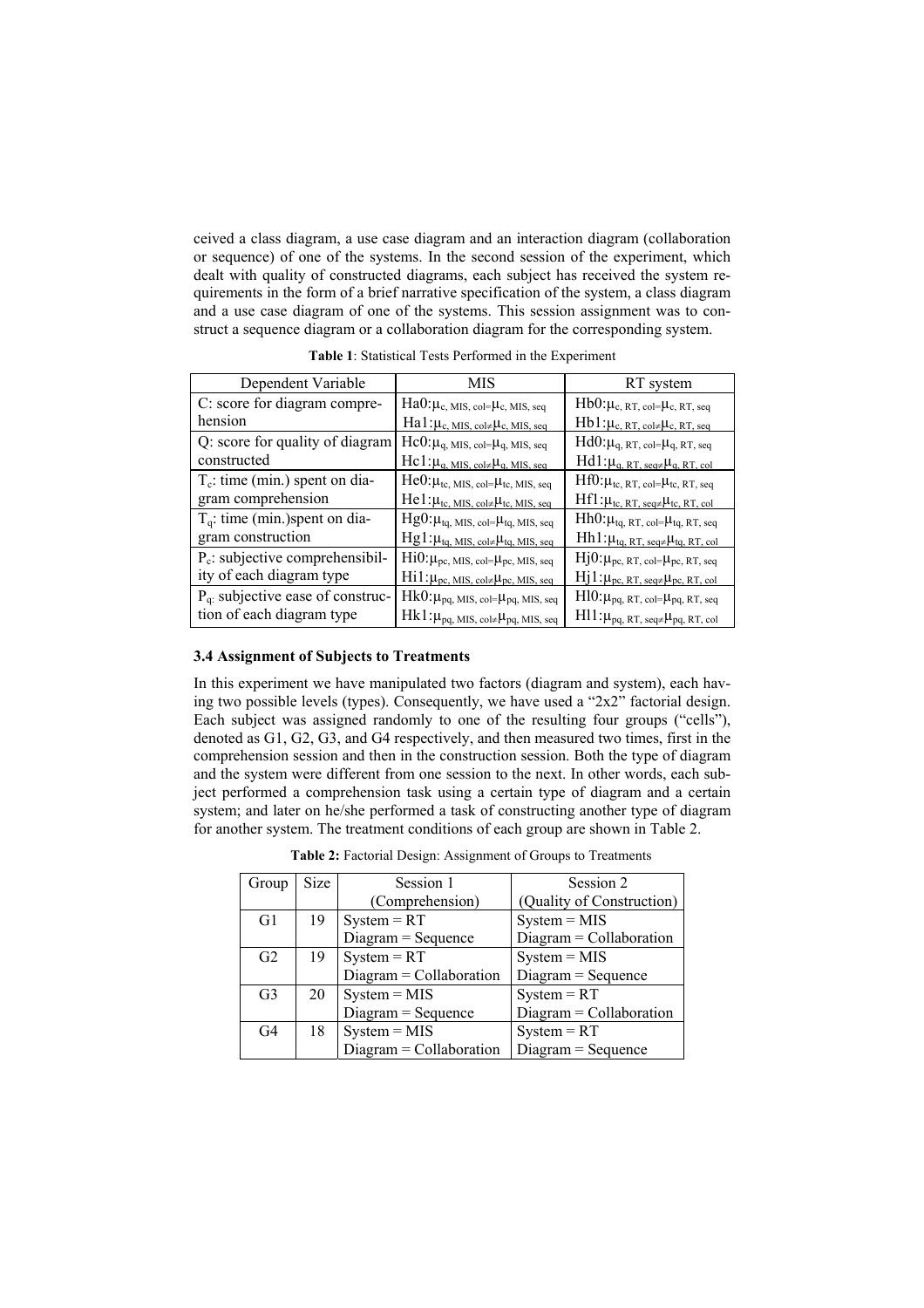ceived a class diagram, a use case diagram and an interaction diagram (collaboration or sequence) of one of the systems. In the second session of the experiment, which dealt with quality of constructed diagrams, each subject has received the system requirements in the form of a brief narrative specification of the system, a class diagram and a use case diagram of one of the systems. This session assignment was to construct a sequence diagram or a collaboration diagram for the corresponding system.

**Table 1**: Statistical Tests Performed in the Experiment

| Dependent Variable | MIS | RT system |
|---|---|---|
| C: score for diagram comprehension | Ha0: $\mu_{c,\ MIS,\ col}=\mu_{c,\ MIS,\ seq}$ <br> Ha1: $\mu_{c,\ MIS,\ col}\neq\mu_{c,\ MIS,\ seq}$ | Hb0: $\mu_{c,\ RT,\ col}=\mu_{c,\ RT,\ seq}$ <br> Hb1: $\mu_{c,\ RT,\ col}\neq\mu_{c,\ RT,\ seq}$ |
| Q: score for quality of diagram constructed | Hc0: $\mu_{q,\ MIS,\ col}=\mu_{q,\ MIS,\ seq}$ <br> Hc1: $\mu_{q,\ MIS,\ col}\neq\mu_{q,\ MIS,\ seq}$ | Hd0: $\mu_{q,\ RT,\ col}=\mu_{q,\ RT,\ seq}$ <br> Hd1: $\mu_{q,\ RT,\ seq}\neq\mu_{q,\ RT,\ col}$ |
| $T_c$: time (min.) spent on diagram comprehension | He0: $\mu_{tc,\ MIS,\ col}=\mu_{tc,\ MIS,\ seq}$ <br> He1: $\mu_{tc,\ MIS,\ col}\neq\mu_{tc,\ MIS,\ seq}$ | Hf0: $\mu_{tc,\ RT,\ col}=\mu_{tc,\ RT,\ seq}$ <br> Hf1: $\mu_{tc,\ RT,\ seq}\neq\mu_{tc,\ RT,\ col}$ |
| $T_q$: time (min.)spent on diagram construction | Hg0: $\mu_{tq,\ MIS,\ col}=\mu_{tq,\ MIS,\ seq}$ <br> Hg1: $\mu_{tq,\ MIS,\ col}\neq\mu_{tq,\ MIS,\ seq}$ | Hh0: $\mu_{tq,\ RT,\ col}=\mu_{tq,\ RT,\ seq}$ <br> Hh1: $\mu_{tq,\ RT,\ seq}\neq\mu_{tq,\ RT,\ col}$ |
| $P_c$: subjective comprehensibility of each diagram type | Hi0: $\mu_{pc,\ MIS,\ col}=\mu_{pc,\ MIS,\ seq}$ <br> Hi1: $\mu_{pc,\ MIS,\ col}\neq\mu_{pc,\ MIS,\ seq}$ | Hj0: $\mu_{pc,\ RT,\ col}=\mu_{pc,\ RT,\ seq}$ <br> Hj1: $\mu_{pc,\ RT,\ seq}\neq\mu_{pc,\ RT,\ col}$ |
| $P_q$: subjective ease of construction of each diagram type | Hk0: $\mu_{pq,\ MIS,\ col}=\mu_{pq,\ MIS,\ seq}$ <br> Hk1: $\mu_{pq,\ MIS,\ col}\neq\mu_{pq,\ MIS,\ seq}$ | Hl0: $\mu_{pq,\ RT,\ col}=\mu_{pq,\ RT,\ seq}$ <br> Hl1: $\mu_{pq,\ RT,\ seq}\neq\mu_{pq,\ RT,\ col}$ |

### 3.4 Assignment of Subjects to Treatments

In this experiment we have manipulated two factors (diagram and system), each having two possible levels (types). Consequently, we have used a "2x2" factorial design. Each subject was assigned randomly to one of the resulting four groups ("cells"), denoted as G1, G2, G3, and G4 respectively, and then measured two times, first in the comprehension session and then in the construction session. Both the type of diagram and the system were different from one session to the next. In other words, each subject performed a comprehension task using a certain type of diagram and a certain system; and later on he/she performed a task of constructing another type of diagram for another system. The treatment conditions of each group are shown in Table 2.

**Table 2:** Factorial Design: Assignment of Groups to Treatments

| Group | Size | Session 1 (Comprehension) | Session 2 (Quality of Construction) |
|---|---|---|---|
| G1 | 19 | System = RT <br> Diagram = Sequence | System = MIS <br> Diagram = Collaboration |
| G2 | 19 | System = RT <br> Diagram = Collaboration | System = MIS <br> Diagram = Sequence |
| G3 | 20 | System = MIS <br> Diagram = Sequence | System = RT <br> Diagram = Collaboration |
| G4 | 18 | System = MIS <br> Diagram = Collaboration | System = RT <br> Diagram = Sequence |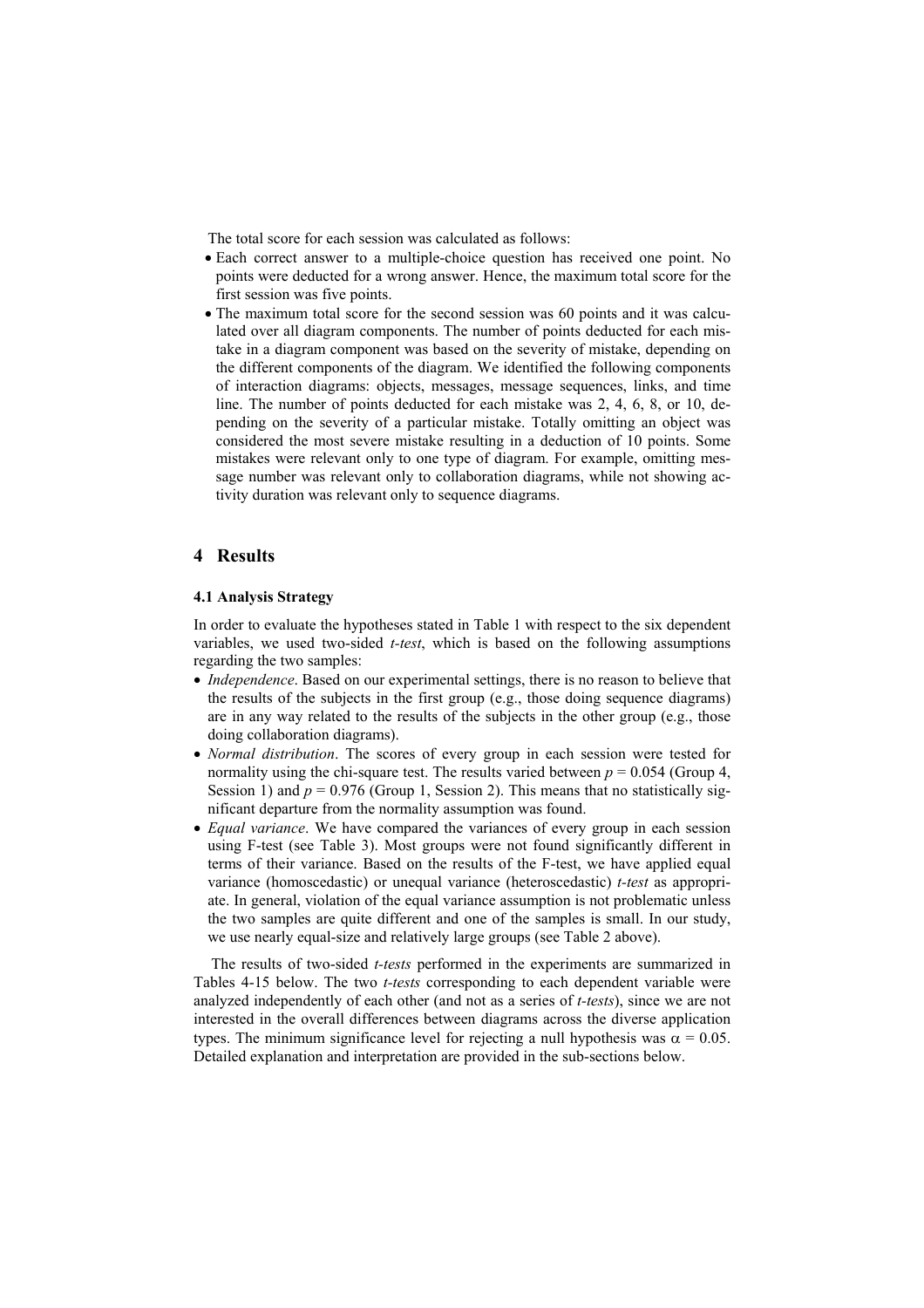The total score for each session was calculated as follows:

- Each correct answer to a multiple-choice question has received one point. No points were deducted for a wrong answer. Hence, the maximum total score for the first session was five points.
- The maximum total score for the second session was 60 points and it was calculated over all diagram components. The number of points deducted for each mistake in a diagram component was based on the severity of mistake, depending on the different components of the diagram. We identified the following components of interaction diagrams: objects, messages, message sequences, links, and time line. The number of points deducted for each mistake was 2, 4, 6, 8, or 10, depending on the severity of a particular mistake. Totally omitting an object was considered the most severe mistake resulting in a deduction of 10 points. Some mistakes were relevant only to one type of diagram. For example, omitting message number was relevant only to collaboration diagrams, while not showing activity duration was relevant only to sequence diagrams.

# 4 Results

### 4.1 Analysis Strategy

In order to evaluate the hypotheses stated in Table 1 with respect to the six dependent variables, we used two-sided *t-test*, which is based on the following assumptions regarding the two samples:

- *Independence*. Based on our experimental settings, there is no reason to believe that the results of the subjects in the first group (e.g., those doing sequence diagrams) are in any way related to the results of the subjects in the other group (e.g., those doing collaboration diagrams).
- *Normal distribution*. The scores of every group in each session were tested for normality using the chi-square test. The results varied between $p = 0.054$ (Group 4, Session 1) and $p = 0.976$ (Group 1, Session 2). This means that no statistically significant departure from the normality assumption was found.
- *Equal variance*. We have compared the variances of every group in each session using F-test (see Table 3). Most groups were not found significantly different in terms of their variance. Based on the results of the F-test, we have applied equal variance (homoscedastic) or unequal variance (heteroscedastic) *t-test* as appropriate. In general, violation of the equal variance assumption is not problematic unless the two samples are quite different and one of the samples is small. In our study, we use nearly equal-size and relatively large groups (see Table 2 above).

The results of two-sided *t-tests* performed in the experiments are summarized in Tables 4-15 below. The two *t-tests* corresponding to each dependent variable were analyzed independently of each other (and not as a series of *t-tests*), since we are not interested in the overall differences between diagrams across the diverse application types. The minimum significance level for rejecting a null hypothesis was $\alpha = 0.05$. Detailed explanation and interpretation are provided in the sub-sections below.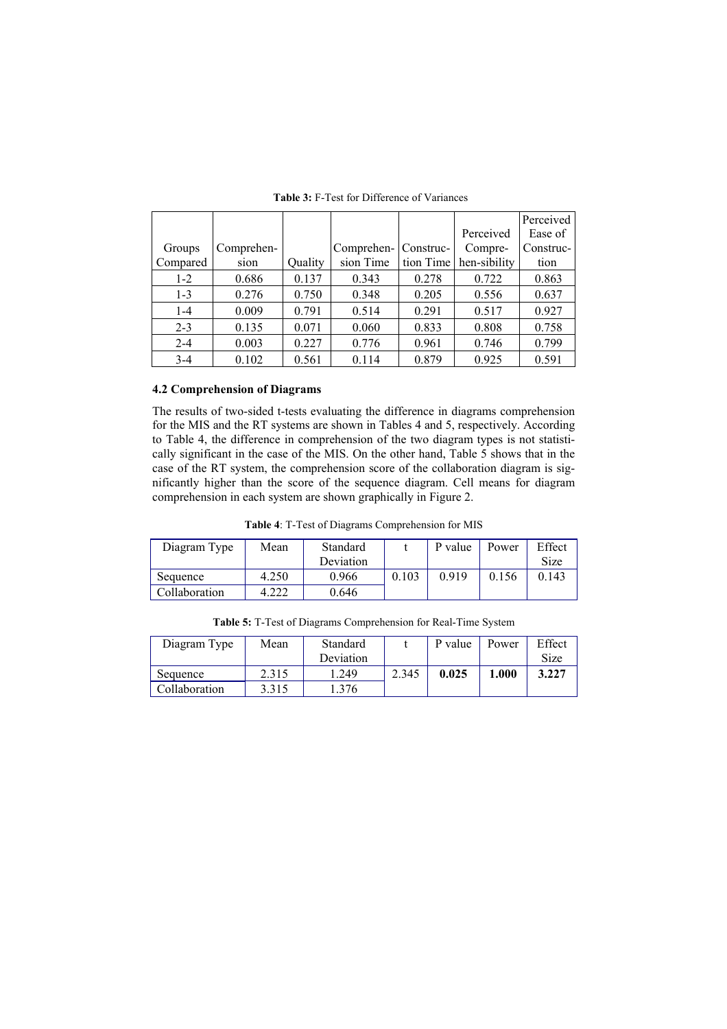**Table 3:** F-Test for Difference of Variances

| Groups Compared | Comprehen-sion | Quality | Comprehen-sion Time | Construc-tion Time | Perceived Compre-hen-sibility | Perceived Ease of Construc-tion |
|---|---|---|---|---|---|---|
| 1-2 | 0.686 | 0.137 | 0.343 | 0.278 | 0.722 | 0.863 |
| 1-3 | 0.276 | 0.750 | 0.348 | 0.205 | 0.556 | 0.637 |
| 1-4 | 0.009 | 0.791 | 0.514 | 0.291 | 0.517 | 0.927 |
| 2-3 | 0.135 | 0.071 | 0.060 | 0.833 | 0.808 | 0.758 |
| 2-4 | 0.003 | 0.227 | 0.776 | 0.961 | 0.746 | 0.799 |
| 3-4 | 0.102 | 0.561 | 0.114 | 0.879 | 0.925 | 0.591 |

### 4.2 Comprehension of Diagrams

The results of two-sided t-tests evaluating the difference in diagrams comprehension for the MIS and the RT systems are shown in Tables 4 and 5, respectively. According to Table 4, the difference in comprehension of the two diagram types is not statistically significant in the case of the MIS. On the other hand, Table 5 shows that in the case of the RT system, the comprehension score of the collaboration diagram is significantly higher than the score of the sequence diagram. Cell means for diagram comprehension in each system are shown graphically in Figure 2.

**Table 4**: T-Test of Diagrams Comprehension for MIS

| Diagram Type | Mean | Standard Deviation | t | P value | Power | Effect Size |
|---|---|---|---|---|---|---|
| Sequence | 4.250 | 0.966 | 0.103 | 0.919 | 0.156 | 0.143 |
| Collaboration | 4.222 | 0.646 | | | | |

**Table 5:** T-Test of Diagrams Comprehension for Real-Time System

| Diagram Type | Mean | Standard Deviation | t | P value | Power | Effect Size |
|---|---|---|---|---|---|---|
| Sequence | 2.315 | 1.249 | 2.345 | **0.025** | **1.000** | **3.227** |
| Collaboration | 3.315 | 1.376 | | | | |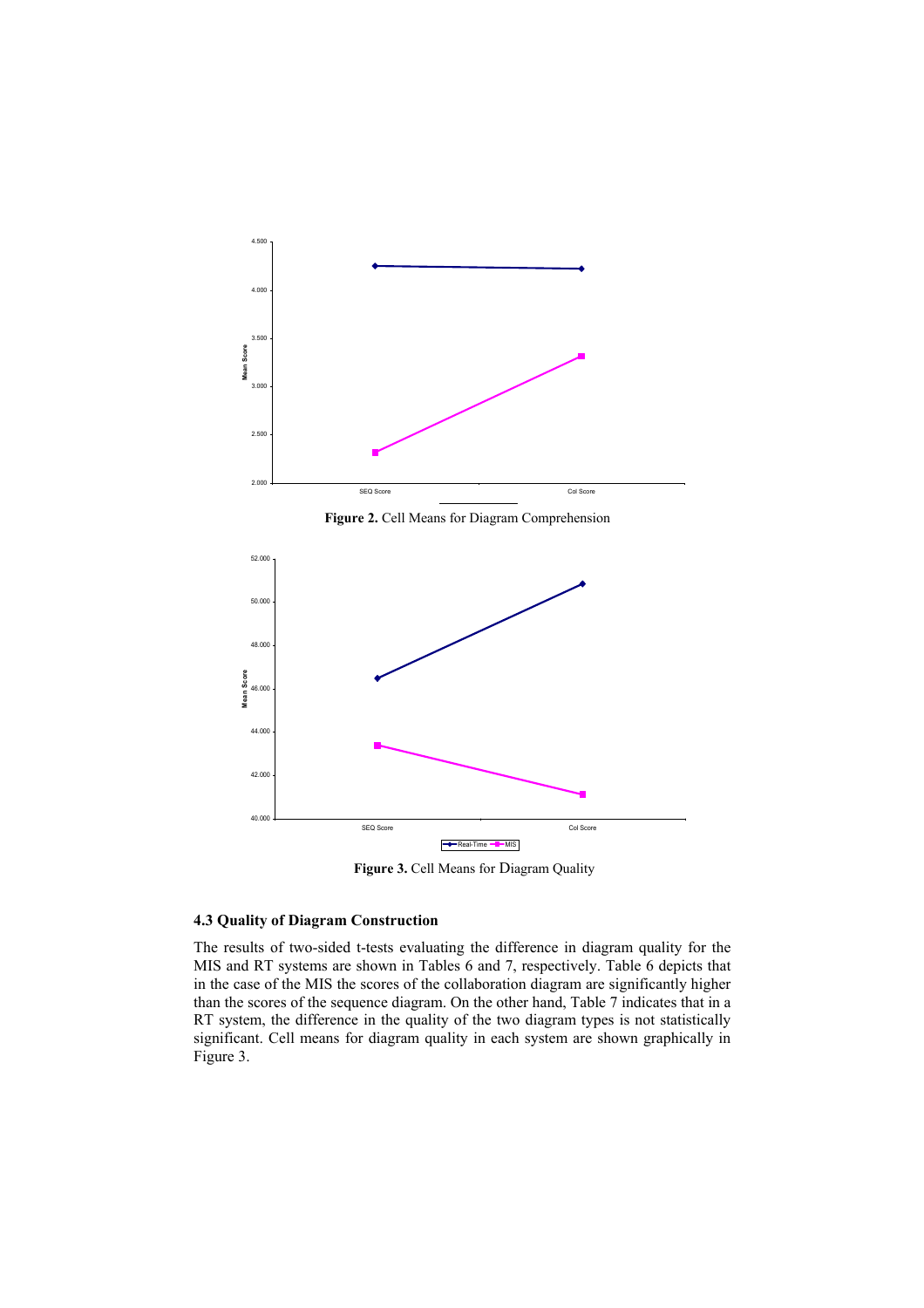Figure 2. Cell Means for Diagram Comprehension

Figure 3. Cell Means for Diagram Quality

### 4.3 Quality of Diagram Construction

The results of two-sided t-tests evaluating the difference in diagram quality for the MIS and RT systems are shown in Tables 6 and 7, respectively. Table 6 depicts that in the case of the MIS the scores of the collaboration diagram are significantly higher than the scores of the sequence diagram. On the other hand, Table 7 indicates that in a RT system, the difference in the quality of the two diagram types is not statistically significant. Cell means for diagram quality in each system are shown graphically in Figure 3.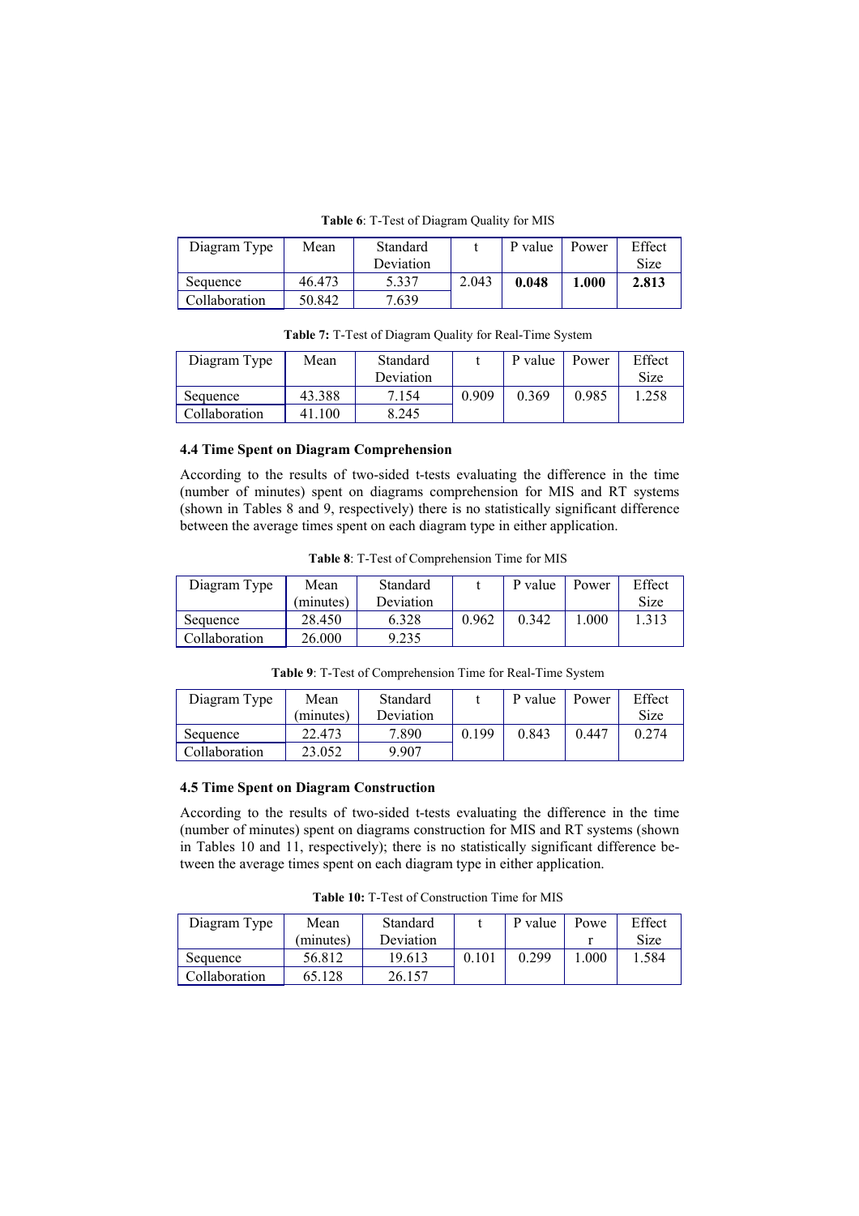**Table 6**: T-Test of Diagram Quality for MIS

| Diagram Type | Mean | Standard Deviation | t | P value | Power | Effect Size |
|---|---|---|---|---|---|---|
| Sequence | 46.473 | 5.337 | 2.043 | **0.048** | **1.000** | **2.813** |
| Collaboration | 50.842 | 7.639 | | | | |

**Table 7:** T-Test of Diagram Quality for Real-Time System

| Diagram Type | Mean | Standard Deviation | t | P value | Power | Effect Size |
|---|---|---|---|---|---|---|
| Sequence | 43.388 | 7.154 | 0.909 | 0.369 | 0.985 | 1.258 |
| Collaboration | 41.100 | 8.245 | | | | |

### 4.4 Time Spent on Diagram Comprehension

According to the results of two-sided t-tests evaluating the difference in the time (number of minutes) spent on diagrams comprehension for MIS and RT systems (shown in Tables 8 and 9, respectively) there is no statistically significant difference between the average times spent on each diagram type in either application.

**Table 8**: T-Test of Comprehension Time for MIS

| Diagram Type | Mean (minutes) | Standard Deviation | t | P value | Power | Effect Size |
|---|---|---|---|---|---|---|
| Sequence | 28.450 | 6.328 | 0.962 | 0.342 | 1.000 | 1.313 |
| Collaboration | 26.000 | 9.235 | | | | |

**Table 9**: T-Test of Comprehension Time for Real-Time System

| Diagram Type | Mean (minutes) | Standard Deviation | t | P value | Power | Effect Size |
|---|---|---|---|---|---|---|
| Sequence | 22.473 | 7.890 | 0.199 | 0.843 | 0.447 | 0.274 |
| Collaboration | 23.052 | 9.907 | | | | |

### 4.5 Time Spent on Diagram Construction

According to the results of two-sided t-tests evaluating the difference in the time (number of minutes) spent on diagrams construction for MIS and RT systems (shown in Tables 10 and 11, respectively); there is no statistically significant difference between the average times spent on each diagram type in either application.

**Table 10:** T-Test of Construction Time for MIS

| Diagram Type | Mean (minutes) | Standard Deviation | t | P value | Power | Effect Size |
|---|---|---|---|---|---|---|
| Sequence | 56.812 | 19.613 | 0.101 | 0.299 | 1.000 | 1.584 |
| Collaboration | 65.128 | 26.157 | | | | |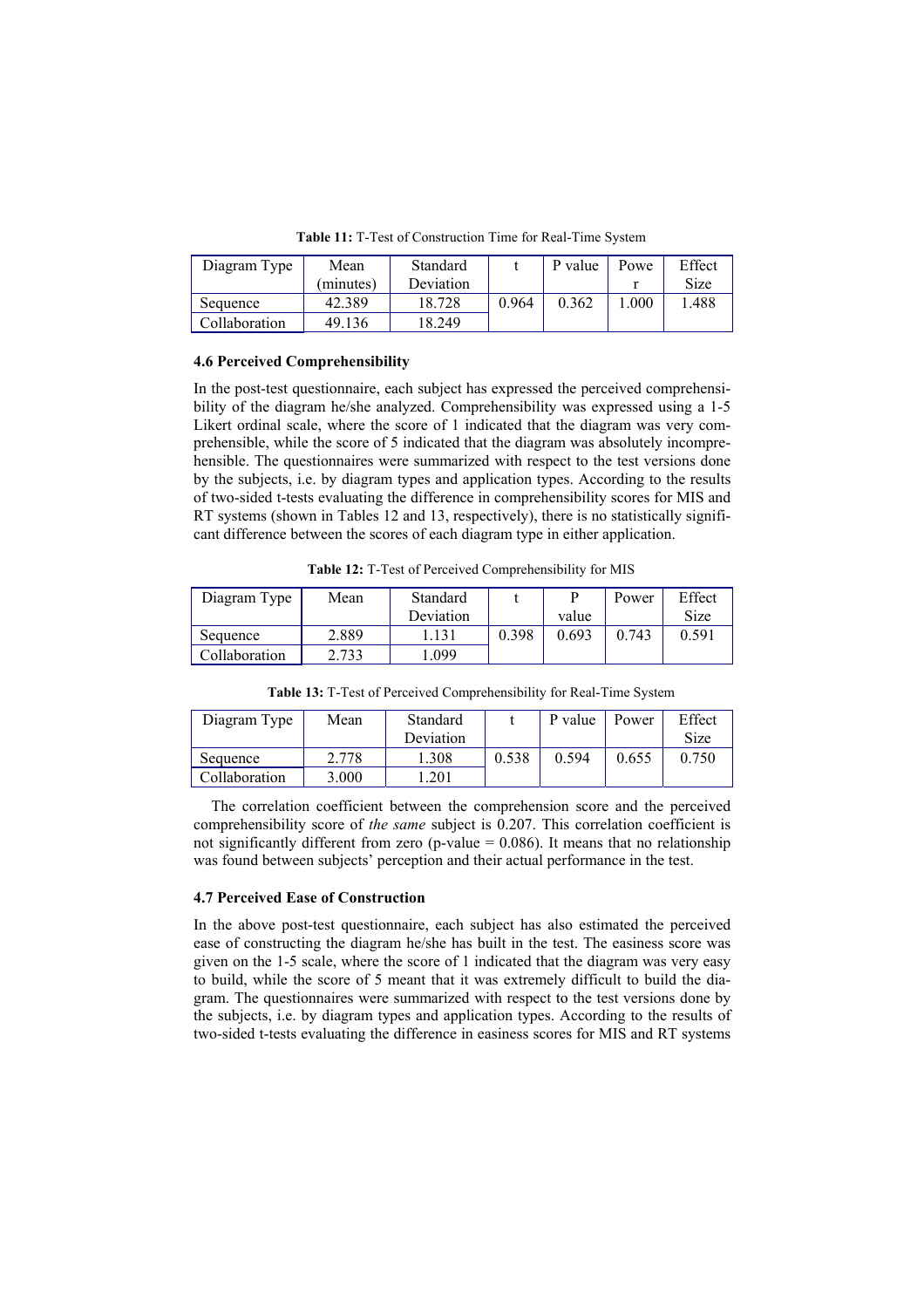**Table 11:** T-Test of Construction Time for Real-Time System

| Diagram Type | Mean (minutes) | Standard Deviation | t | P value | Power | Effect Size |
|---|---|---|---|---|---|---|
| Sequence | 42.389 | 18.728 | 0.964 | 0.362 | 1.000 | 1.488 |
| Collaboration | 49.136 | 18.249 | | | | |

### 4.6 Perceived Comprehensibility

In the post-test questionnaire, each subject has expressed the perceived comprehensibility of the diagram he/she analyzed. Comprehensibility was expressed using a 1-5 Likert ordinal scale, where the score of 1 indicated that the diagram was very comprehensible, while the score of 5 indicated that the diagram was absolutely incomprehensible. The questionnaires were summarized with respect to the test versions done by the subjects, i.e. by diagram types and application types. According to the results of two-sided t-tests evaluating the difference in comprehensibility scores for MIS and RT systems (shown in Tables 12 and 13, respectively), there is no statistically significant difference between the scores of each diagram type in either application.

**Table 12:** T-Test of Perceived Comprehensibility for MIS

| Diagram Type | Mean | Standard Deviation | t | P value | Power | Effect Size |
|---|---|---|---|---|---|---|
| Sequence | 2.889 | 1.131 | 0.398 | 0.693 | 0.743 | 0.591 |
| Collaboration | 2.733 | 1.099 | | | | |

**Table 13:** T-Test of Perceived Comprehensibility for Real-Time System

| Diagram Type | Mean | Standard Deviation | t | P value | Power | Effect Size |
|---|---|---|---|---|---|---|
| Sequence | 2.778 | 1.308 | 0.538 | 0.594 | 0.655 | 0.750 |
| Collaboration | 3.000 | 1.201 | | | | |

The correlation coefficient between the comprehension score and the perceived comprehensibility score of *the same* subject is 0.207. This correlation coefficient is not significantly different from zero (p-value = 0.086). It means that no relationship was found between subjects' perception and their actual performance in the test.

### 4.7 Perceived Ease of Construction

In the above post-test questionnaire, each subject has also estimated the perceived ease of constructing the diagram he/she has built in the test. The easiness score was given on the 1-5 scale, where the score of 1 indicated that the diagram was very easy to build, while the score of 5 meant that it was extremely difficult to build the diagram. The questionnaires were summarized with respect to the test versions done by the subjects, i.e. by diagram types and application types. According to the results of two-sided t-tests evaluating the difference in easiness scores for MIS and RT systems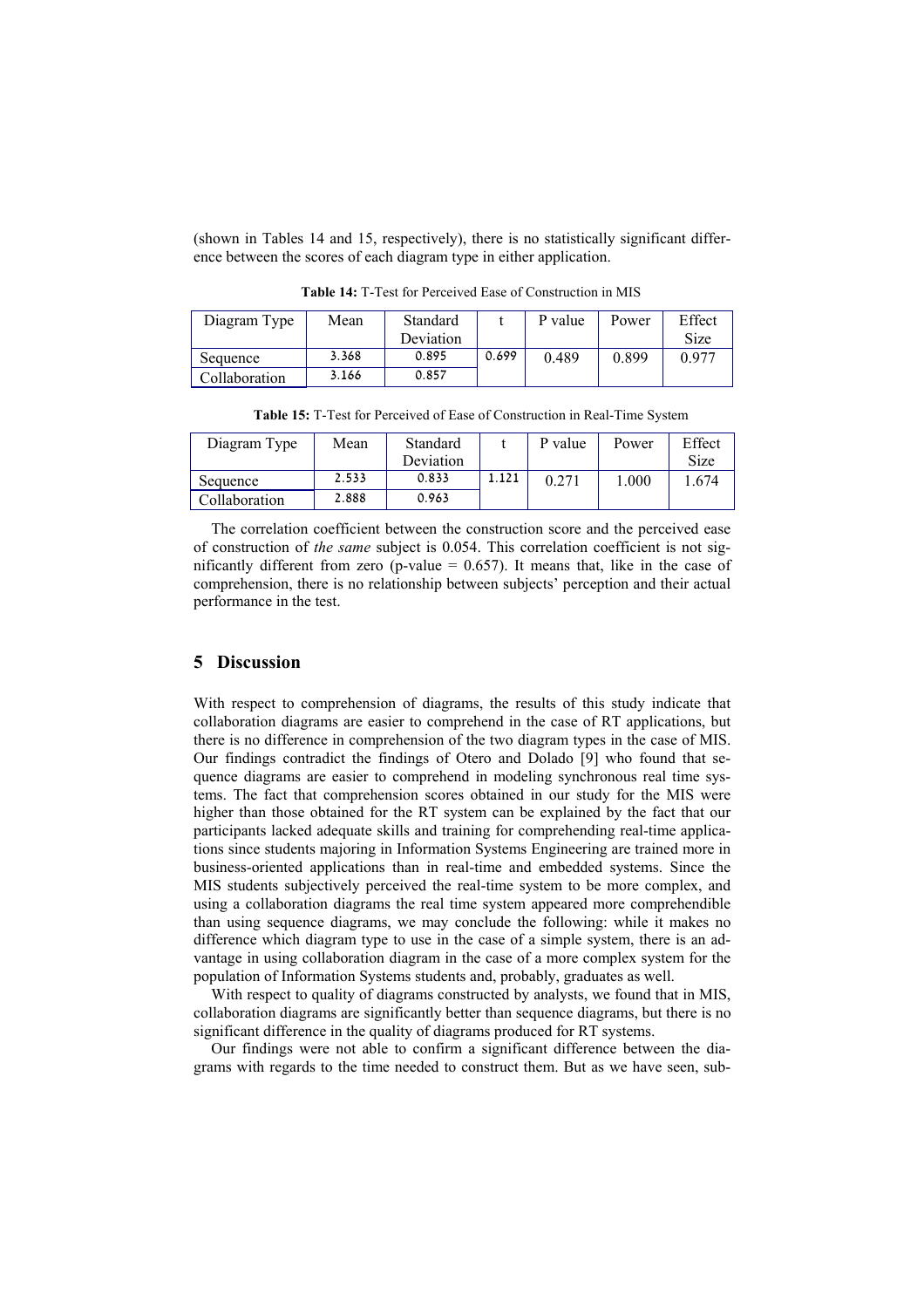(shown in Tables 14 and 15, respectively), there is no statistically significant difference between the scores of each diagram type in either application.

**Table 14:** T-Test for Perceived Ease of Construction in MIS

| Diagram Type | Mean | Standard Deviation | t | P value | Power | Effect Size |
|---|---|---|---|---|---|---|
| Sequence | 3.368 | 0.895 | 0.699 | 0.489 | 0.899 | 0.977 |
| Collaboration | 3.166 | 0.857 | | | | |

**Table 15:** T-Test for Perceived of Ease of Construction in Real-Time System

| Diagram Type | Mean | Standard Deviation | t | P value | Power | Effect Size |
|---|---|---|---|---|---|---|
| Sequence | 2.533 | 0.833 | 1.121 | 0.271 | 1.000 | 1.674 |
| Collaboration | 2.888 | 0.963 | | | | |

The correlation coefficient between the construction score and the perceived ease of construction of *the same* subject is 0.054. This correlation coefficient is not significantly different from zero (p-value = 0.657). It means that, like in the case of comprehension, there is no relationship between subjects' perception and their actual performance in the test.

## 5 Discussion

With respect to comprehension of diagrams, the results of this study indicate that collaboration diagrams are easier to comprehend in the case of RT applications, but there is no difference in comprehension of the two diagram types in the case of MIS. Our findings contradict the findings of Otero and Dolado [9] who found that sequence diagrams are easier to comprehend in modeling synchronous real time systems. The fact that comprehension scores obtained in our study for the MIS were higher than those obtained for the RT system can be explained by the fact that our participants lacked adequate skills and training for comprehending real-time applications since students majoring in Information Systems Engineering are trained more in business-oriented applications than in real-time and embedded systems. Since the MIS students subjectively perceived the real-time system to be more complex, and using a collaboration diagrams the real time system appeared more comprehendible than using sequence diagrams, we may conclude the following: while it makes no difference which diagram type to use in the case of a simple system, there is an advantage in using collaboration diagram in the case of a more complex system for the population of Information Systems students and, probably, graduates as well.

With respect to quality of diagrams constructed by analysts, we found that in MIS, collaboration diagrams are significantly better than sequence diagrams, but there is no significant difference in the quality of diagrams produced for RT systems.

Our findings were not able to confirm a significant difference between the diagrams with regards to the time needed to construct them. But as we have seen, sub-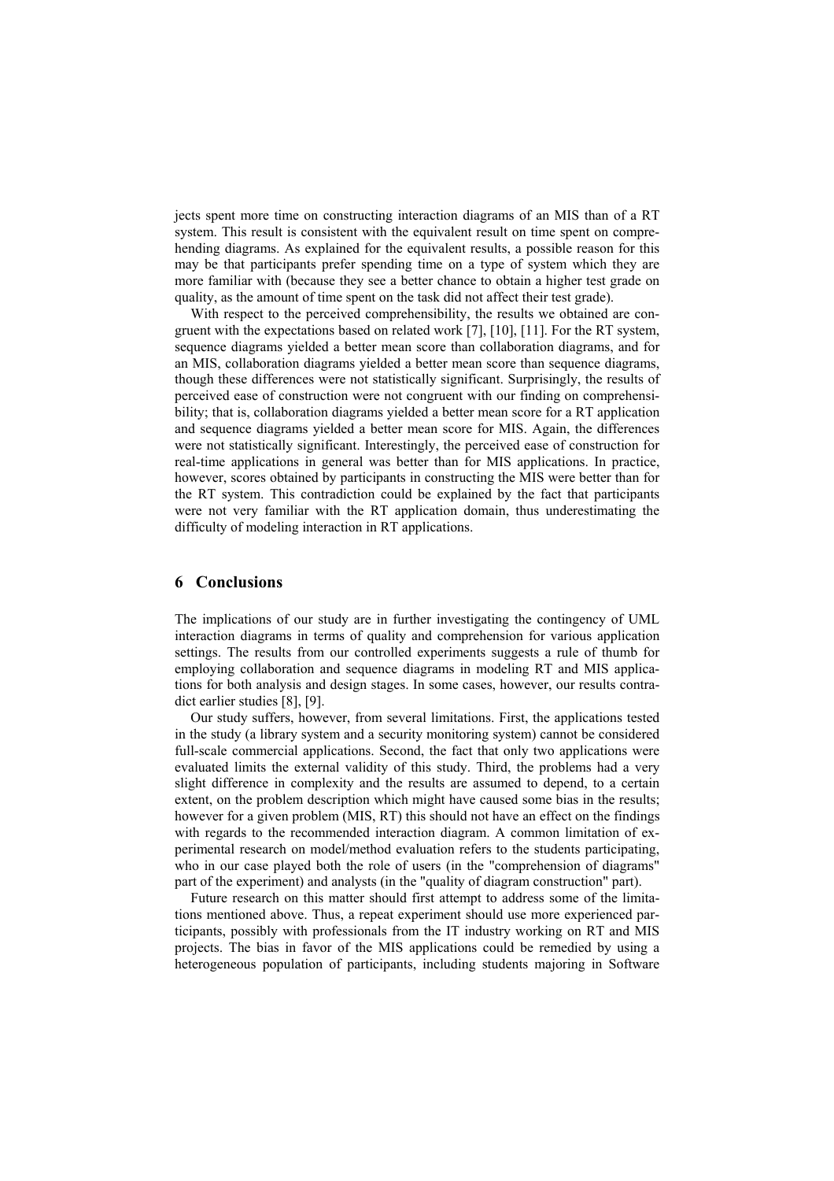jects spent more time on constructing interaction diagrams of an MIS than of a RT system. This result is consistent with the equivalent result on time spent on comprehending diagrams. As explained for the equivalent results, a possible reason for this may be that participants prefer spending time on a type of system which they are more familiar with (because they see a better chance to obtain a higher test grade on quality, as the amount of time spent on the task did not affect their test grade).

With respect to the perceived comprehensibility, the results we obtained are congruent with the expectations based on related work [7], [10], [11]. For the RT system, sequence diagrams yielded a better mean score than collaboration diagrams, and for an MIS, collaboration diagrams yielded a better mean score than sequence diagrams, though these differences were not statistically significant. Surprisingly, the results of perceived ease of construction were not congruent with our finding on comprehensibility; that is, collaboration diagrams yielded a better mean score for a RT application and sequence diagrams yielded a better mean score for MIS. Again, the differences were not statistically significant. Interestingly, the perceived ease of construction for real-time applications in general was better than for MIS applications. In practice, however, scores obtained by participants in constructing the MIS were better than for the RT system. This contradiction could be explained by the fact that participants were not very familiar with the RT application domain, thus underestimating the difficulty of modeling interaction in RT applications.

## 6 Conclusions

The implications of our study are in further investigating the contingency of UML interaction diagrams in terms of quality and comprehension for various application settings. The results from our controlled experiments suggests a rule of thumb for employing collaboration and sequence diagrams in modeling RT and MIS applications for both analysis and design stages. In some cases, however, our results contradict earlier studies [8], [9].

Our study suffers, however, from several limitations. First, the applications tested in the study (a library system and a security monitoring system) cannot be considered full-scale commercial applications. Second, the fact that only two applications were evaluated limits the external validity of this study. Third, the problems had a very slight difference in complexity and the results are assumed to depend, to a certain extent, on the problem description which might have caused some bias in the results; however for a given problem (MIS, RT) this should not have an effect on the findings with regards to the recommended interaction diagram. A common limitation of experimental research on model/method evaluation refers to the students participating, who in our case played both the role of users (in the "comprehension of diagrams" part of the experiment) and analysts (in the "quality of diagram construction" part).

Future research on this matter should first attempt to address some of the limitations mentioned above. Thus, a repeat experiment should use more experienced participants, possibly with professionals from the IT industry working on RT and MIS projects. The bias in favor of the MIS applications could be remedied by using a heterogeneous population of participants, including students majoring in Software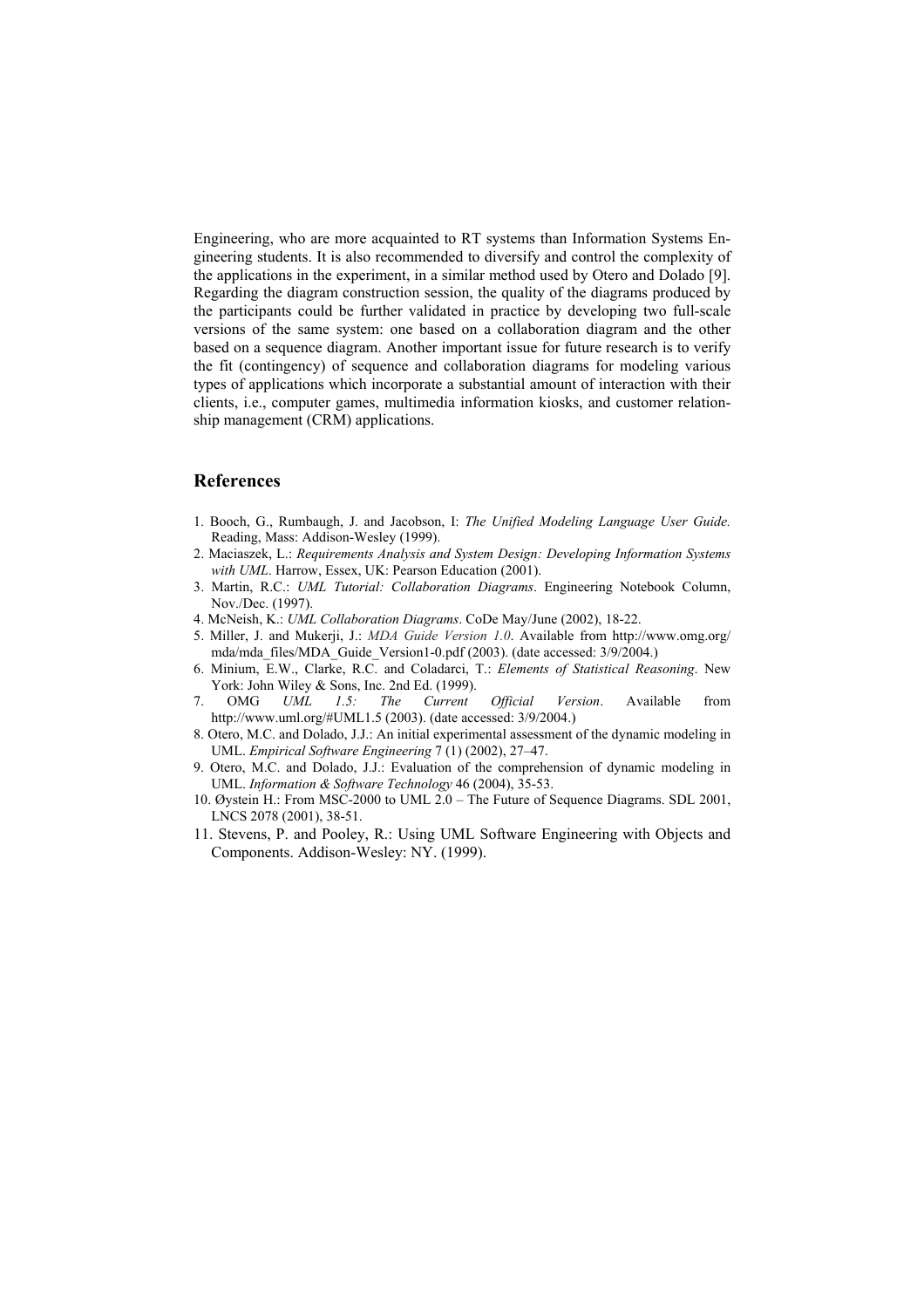Engineering, who are more acquainted to RT systems than Information Systems Engineering students. It is also recommended to diversify and control the complexity of the applications in the experiment, in a similar method used by Otero and Dolado [9]. Regarding the diagram construction session, the quality of the diagrams produced by the participants could be further validated in practice by developing two full-scale versions of the same system: one based on a collaboration diagram and the other based on a sequence diagram. Another important issue for future research is to verify the fit (contingency) of sequence and collaboration diagrams for modeling various types of applications which incorporate a substantial amount of interaction with their clients, i.e., computer games, multimedia information kiosks, and customer relationship management (CRM) applications.

## References

1. Booch, G., Rumbaugh, J. and Jacobson, I: *The Unified Modeling Language User Guide.* Reading, Mass: Addison-Wesley (1999).
2. Maciaszek, L.: *Requirements Analysis and System Design: Developing Information Systems with UML*. Harrow, Essex, UK: Pearson Education (2001).
3. Martin, R.C.: *UML Tutorial: Collaboration Diagrams*. Engineering Notebook Column, Nov./Dec. (1997).
4. McNeish, K.: *UML Collaboration Diagrams*. CoDe May/June (2002), 18-22.
5. Miller, J. and Mukerji, J.: *MDA Guide Version 1.0*. Available from http://www.omg.org/mda/mda_files/MDA_Guide_Version1-0.pdf (2003). (date accessed: 3/9/2004.)
6. Minium, E.W., Clarke, R.C. and Coladarci, T.: *Elements of Statistical Reasoning*. New York: John Wiley & Sons, Inc. 2nd Ed. (1999).
7. OMG *UML 1.5: The Current Official Version*. Available from http://www.uml.org/#UML1.5 (2003). (date accessed: 3/9/2004.)
8. Otero, M.C. and Dolado, J.J.: An initial experimental assessment of the dynamic modeling in UML. *Empirical Software Engineering* 7 (1) (2002), 27–47.
9. Otero, M.C. and Dolado, J.J.: Evaluation of the comprehension of dynamic modeling in UML. *Information & Software Technology* 46 (2004), 35-53.
10. Øystein H.: From MSC-2000 to UML 2.0 – The Future of Sequence Diagrams. SDL 2001, LNCS 2078 (2001), 38-51.
11. Stevens, P. and Pooley, R.: Using UML Software Engineering with Objects and Components. Addison-Wesley: NY. (1999).